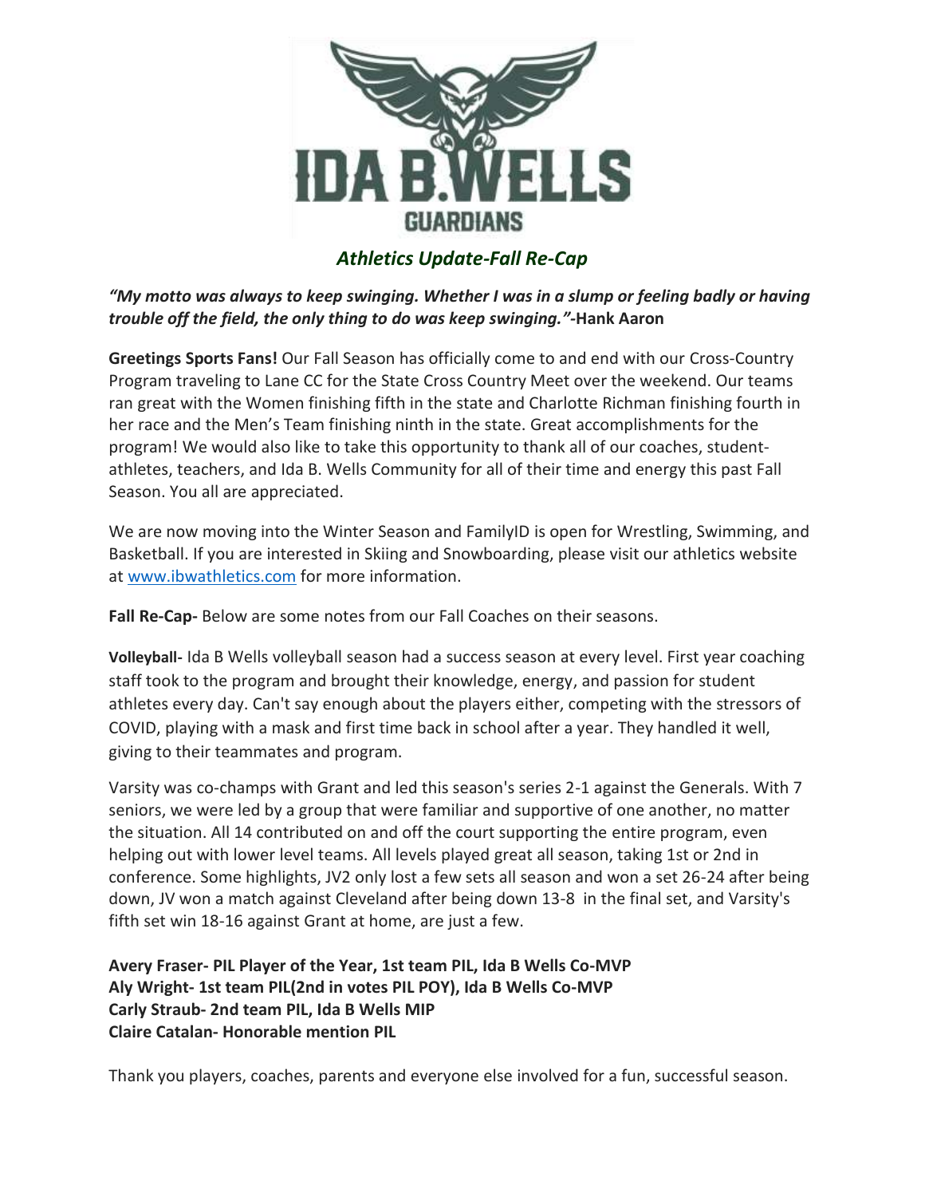IDA B. WELLS
GUARDIANS

## *Athletics Update-Fall Re-Cap*

***"My motto was always to keep swinging. Whether I was in a slump or feeling badly or having trouble off the field, the only thing to do was keep swinging."*-Hank Aaron**

**Greetings Sports Fans!** Our Fall Season has officially come to and end with our Cross-Country Program traveling to Lane CC for the State Cross Country Meet over the weekend. Our teams ran great with the Women finishing fifth in the state and Charlotte Richman finishing fourth in her race and the Men's Team finishing ninth in the state. Great accomplishments for the program! We would also like to take this opportunity to thank all of our coaches, student-athletes, teachers, and Ida B. Wells Community for all of their time and energy this past Fall Season. You all are appreciated.

We are now moving into the Winter Season and FamilyID is open for Wrestling, Swimming, and Basketball. If you are interested in Skiing and Snowboarding, please visit our athletics website at www.ibwathletics.com for more information.

**Fall Re-Cap-** Below are some notes from our Fall Coaches on their seasons.

**Volleyball-** Ida B Wells volleyball season had a success season at every level. First year coaching staff took to the program and brought their knowledge, energy, and passion for student athletes every day. Can't say enough about the players either, competing with the stressors of COVID, playing with a mask and first time back in school after a year. They handled it well, giving to their teammates and program.

Varsity was co-champs with Grant and led this season's series 2-1 against the Generals. With 7 seniors, we were led by a group that were familiar and supportive of one another, no matter the situation. All 14 contributed on and off the court supporting the entire program, even helping out with lower level teams. All levels played great all season, taking 1st or 2nd in conference. Some highlights, JV2 only lost a few sets all season and won a set 26-24 after being down, JV won a match against Cleveland after being down 13-8 in the final set, and Varsity's fifth set win 18-16 against Grant at home, are just a few.

**Avery Fraser- PIL Player of the Year, 1st team PIL, Ida B Wells Co-MVP**
**Aly Wright- 1st team PIL(2nd in votes PIL POY), Ida B Wells Co-MVP**
**Carly Straub- 2nd team PIL, Ida B Wells MIP**
**Claire Catalan- Honorable mention PIL**

Thank you players, coaches, parents and everyone else involved for a fun, successful season.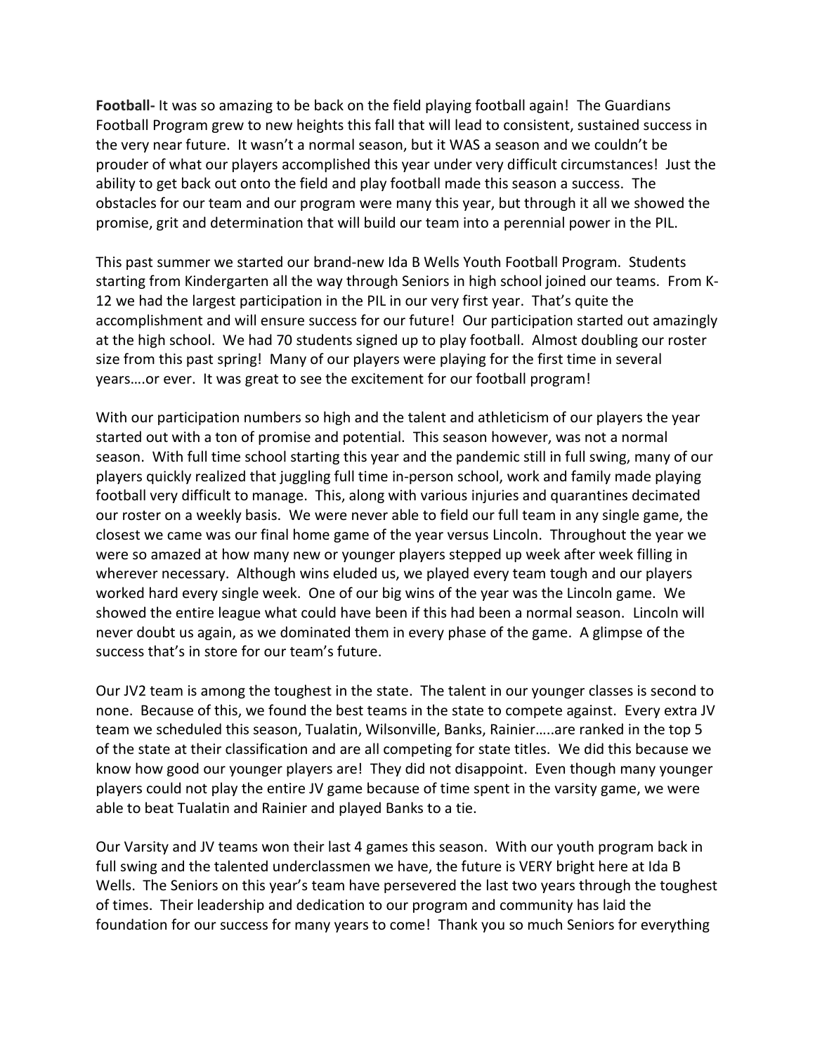**Football-** It was so amazing to be back on the field playing football again! The Guardians Football Program grew to new heights this fall that will lead to consistent, sustained success in the very near future. It wasn't a normal season, but it WAS a season and we couldn't be prouder of what our players accomplished this year under very difficult circumstances! Just the ability to get back out onto the field and play football made this season a success. The obstacles for our team and our program were many this year, but through it all we showed the promise, grit and determination that will build our team into a perennial power in the PIL.

This past summer we started our brand-new Ida B Wells Youth Football Program. Students starting from Kindergarten all the way through Seniors in high school joined our teams. From K-12 we had the largest participation in the PIL in our very first year. That's quite the accomplishment and will ensure success for our future! Our participation started out amazingly at the high school. We had 70 students signed up to play football. Almost doubling our roster size from this past spring! Many of our players were playing for the first time in several years….or ever. It was great to see the excitement for our football program!

With our participation numbers so high and the talent and athleticism of our players the year started out with a ton of promise and potential. This season however, was not a normal season. With full time school starting this year and the pandemic still in full swing, many of our players quickly realized that juggling full time in-person school, work and family made playing football very difficult to manage. This, along with various injuries and quarantines decimated our roster on a weekly basis. We were never able to field our full team in any single game, the closest we came was our final home game of the year versus Lincoln. Throughout the year we were so amazed at how many new or younger players stepped up week after week filling in wherever necessary. Although wins eluded us, we played every team tough and our players worked hard every single week. One of our big wins of the year was the Lincoln game. We showed the entire league what could have been if this had been a normal season. Lincoln will never doubt us again, as we dominated them in every phase of the game. A glimpse of the success that's in store for our team's future.

Our JV2 team is among the toughest in the state. The talent in our younger classes is second to none. Because of this, we found the best teams in the state to compete against. Every extra JV team we scheduled this season, Tualatin, Wilsonville, Banks, Rainier…..are ranked in the top 5 of the state at their classification and are all competing for state titles. We did this because we know how good our younger players are! They did not disappoint. Even though many younger players could not play the entire JV game because of time spent in the varsity game, we were able to beat Tualatin and Rainier and played Banks to a tie.

Our Varsity and JV teams won their last 4 games this season. With our youth program back in full swing and the talented underclassmen we have, the future is VERY bright here at Ida B Wells. The Seniors on this year's team have persevered the last two years through the toughest of times. Their leadership and dedication to our program and community has laid the foundation for our success for many years to come! Thank you so much Seniors for everything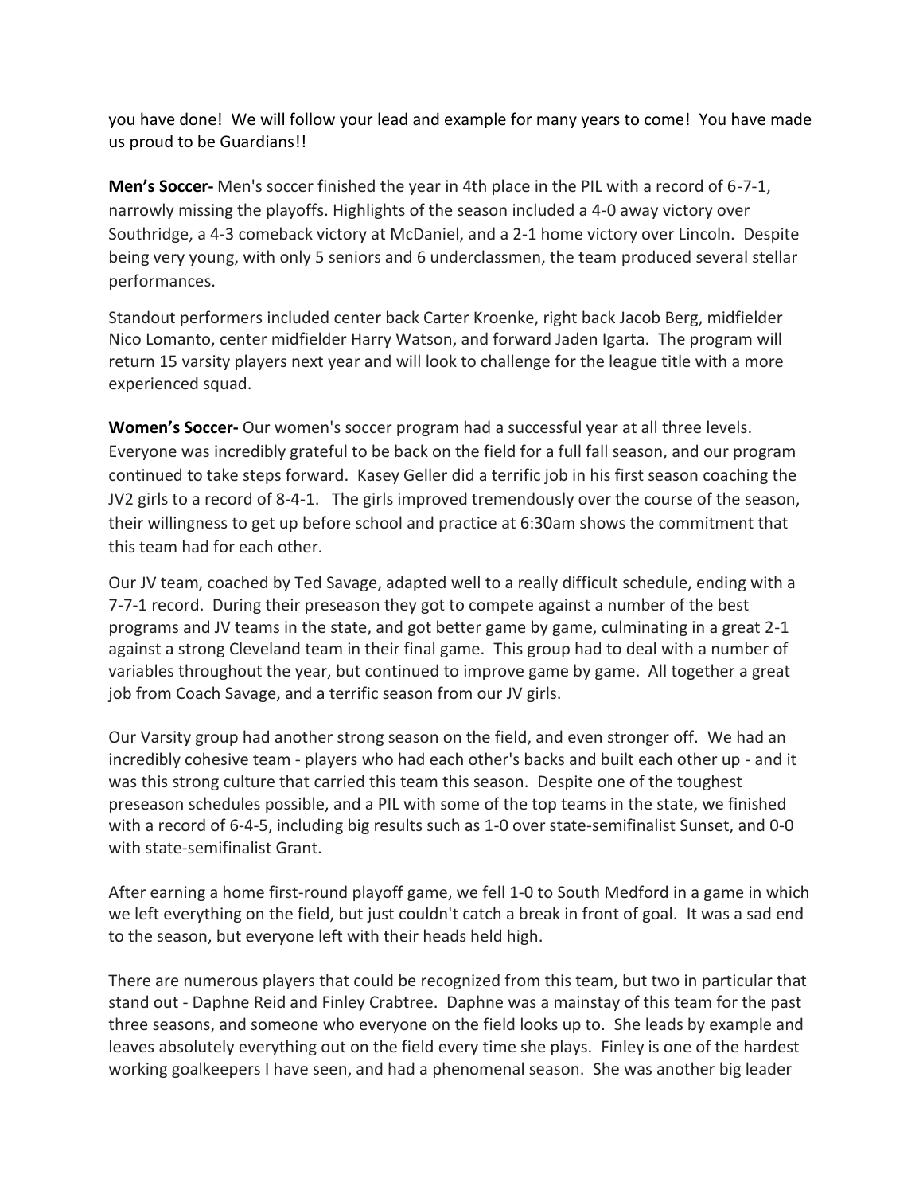you have done! We will follow your lead and example for many years to come! You have made us proud to be Guardians!!

**Men's Soccer-** Men's soccer finished the year in 4th place in the PIL with a record of 6-7-1, narrowly missing the playoffs. Highlights of the season included a 4-0 away victory over Southridge, a 4-3 comeback victory at McDaniel, and a 2-1 home victory over Lincoln. Despite being very young, with only 5 seniors and 6 underclassmen, the team produced several stellar performances.

Standout performers included center back Carter Kroenke, right back Jacob Berg, midfielder Nico Lomanto, center midfielder Harry Watson, and forward Jaden Igarta. The program will return 15 varsity players next year and will look to challenge for the league title with a more experienced squad.

**Women's Soccer-** Our women's soccer program had a successful year at all three levels. Everyone was incredibly grateful to be back on the field for a full fall season, and our program continued to take steps forward. Kasey Geller did a terrific job in his first season coaching the JV2 girls to a record of 8-4-1. The girls improved tremendously over the course of the season, their willingness to get up before school and practice at 6:30am shows the commitment that this team had for each other.

Our JV team, coached by Ted Savage, adapted well to a really difficult schedule, ending with a 7-7-1 record. During their preseason they got to compete against a number of the best programs and JV teams in the state, and got better game by game, culminating in a great 2-1 against a strong Cleveland team in their final game. This group had to deal with a number of variables throughout the year, but continued to improve game by game. All together a great job from Coach Savage, and a terrific season from our JV girls.

Our Varsity group had another strong season on the field, and even stronger off. We had an incredibly cohesive team - players who had each other's backs and built each other up - and it was this strong culture that carried this team this season. Despite one of the toughest preseason schedules possible, and a PIL with some of the top teams in the state, we finished with a record of 6-4-5, including big results such as 1-0 over state-semifinalist Sunset, and 0-0 with state-semifinalist Grant.

After earning a home first-round playoff game, we fell 1-0 to South Medford in a game in which we left everything on the field, but just couldn't catch a break in front of goal. It was a sad end to the season, but everyone left with their heads held high.

There are numerous players that could be recognized from this team, but two in particular that stand out - Daphne Reid and Finley Crabtree. Daphne was a mainstay of this team for the past three seasons, and someone who everyone on the field looks up to. She leads by example and leaves absolutely everything out on the field every time she plays. Finley is one of the hardest working goalkeepers I have seen, and had a phenomenal season. She was another big leader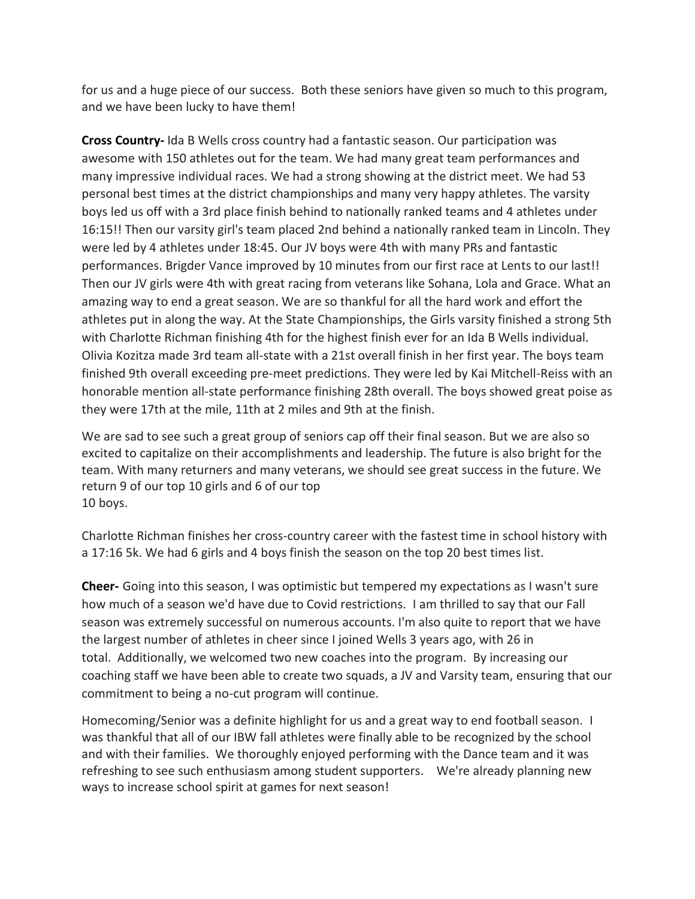for us and a huge piece of our success. Both these seniors have given so much to this program, and we have been lucky to have them!

**Cross Country-** Ida B Wells cross country had a fantastic season. Our participation was awesome with 150 athletes out for the team. We had many great team performances and many impressive individual races. We had a strong showing at the district meet. We had 53 personal best times at the district championships and many very happy athletes. The varsity boys led us off with a 3rd place finish behind to nationally ranked teams and 4 athletes under 16:15!! Then our varsity girl's team placed 2nd behind a nationally ranked team in Lincoln. They were led by 4 athletes under 18:45. Our JV boys were 4th with many PRs and fantastic performances. Brigder Vance improved by 10 minutes from our first race at Lents to our last!! Then our JV girls were 4th with great racing from veterans like Sohana, Lola and Grace. What an amazing way to end a great season. We are so thankful for all the hard work and effort the athletes put in along the way. At the State Championships, the Girls varsity finished a strong 5th with Charlotte Richman finishing 4th for the highest finish ever for an Ida B Wells individual. Olivia Kozitza made 3rd team all-state with a 21st overall finish in her first year. The boys team finished 9th overall exceeding pre-meet predictions. They were led by Kai Mitchell-Reiss with an honorable mention all-state performance finishing 28th overall. The boys showed great poise as they were 17th at the mile, 11th at 2 miles and 9th at the finish.

We are sad to see such a great group of seniors cap off their final season. But we are also so excited to capitalize on their accomplishments and leadership. The future is also bright for the team. With many returners and many veterans, we should see great success in the future. We return 9 of our top 10 girls and 6 of our top 10 boys.

Charlotte Richman finishes her cross-country career with the fastest time in school history with a 17:16 5k. We had 6 girls and 4 boys finish the season on the top 20 best times list.

**Cheer-** Going into this season, I was optimistic but tempered my expectations as I wasn't sure how much of a season we'd have due to Covid restrictions. I am thrilled to say that our Fall season was extremely successful on numerous accounts. I'm also quite to report that we have the largest number of athletes in cheer since I joined Wells 3 years ago, with 26 in total. Additionally, we welcomed two new coaches into the program. By increasing our coaching staff we have been able to create two squads, a JV and Varsity team, ensuring that our commitment to being a no-cut program will continue.

Homecoming/Senior was a definite highlight for us and a great way to end football season. I was thankful that all of our IBW fall athletes were finally able to be recognized by the school and with their families. We thoroughly enjoyed performing with the Dance team and it was refreshing to see such enthusiasm among student supporters. We're already planning new ways to increase school spirit at games for next season!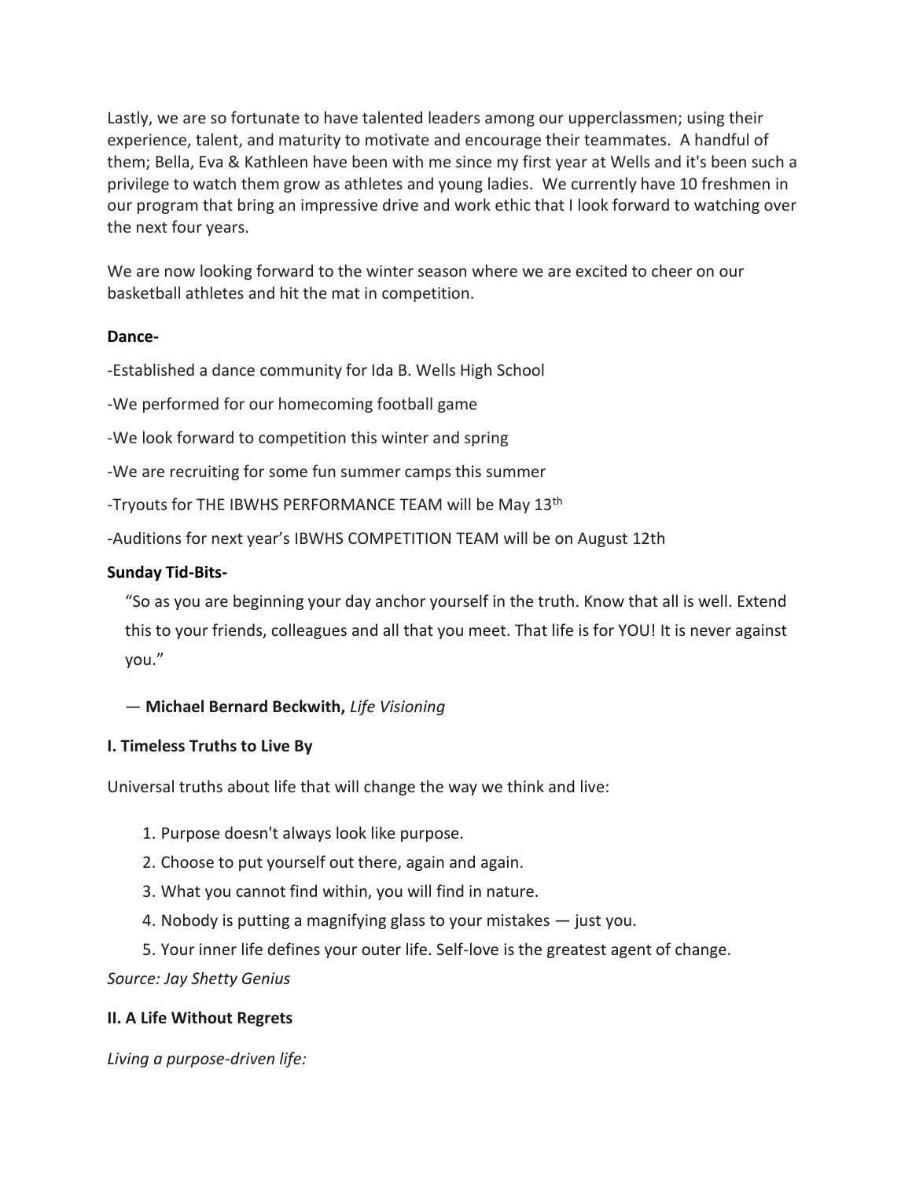Lastly, we are so fortunate to have talented leaders among our upperclassmen; using their experience, talent, and maturity to motivate and encourage their teammates. A handful of them; Bella, Eva & Kathleen have been with me since my first year at Wells and it's been such a privilege to watch them grow as athletes and young ladies. We currently have 10 freshmen in our program that bring an impressive drive and work ethic that I look forward to watching over the next four years.

We are now looking forward to the winter season where we are excited to cheer on our basketball athletes and hit the mat in competition.

**Dance-**

-Established a dance community for Ida B. Wells High School

-We performed for our homecoming football game

-We look forward to competition this winter and spring

-We are recruiting for some fun summer camps this summer

-Tryouts for THE IBWHS PERFORMANCE TEAM will be May 13th

-Auditions for next year's IBWHS COMPETITION TEAM will be on August 12th

**Sunday Tid-Bits-**

> "So as you are beginning your day anchor yourself in the truth. Know that all is well. Extend this to your friends, colleagues and all that you meet. That life is for YOU! It is never against you."
>
> — **Michael Bernard Beckwith,** *Life Visioning*

**I. Timeless Truths to Live By**

Universal truths about life that will change the way we think and live:

1. Purpose doesn't always look like purpose.
2. Choose to put yourself out there, again and again.
3. What you cannot find within, you will find in nature.
4. Nobody is putting a magnifying glass to your mistakes — just you.
5. Your inner life defines your outer life. Self-love is the greatest agent of change.

*Source: Jay Shetty Genius*

**II. A Life Without Regrets**

*Living a purpose-driven life:*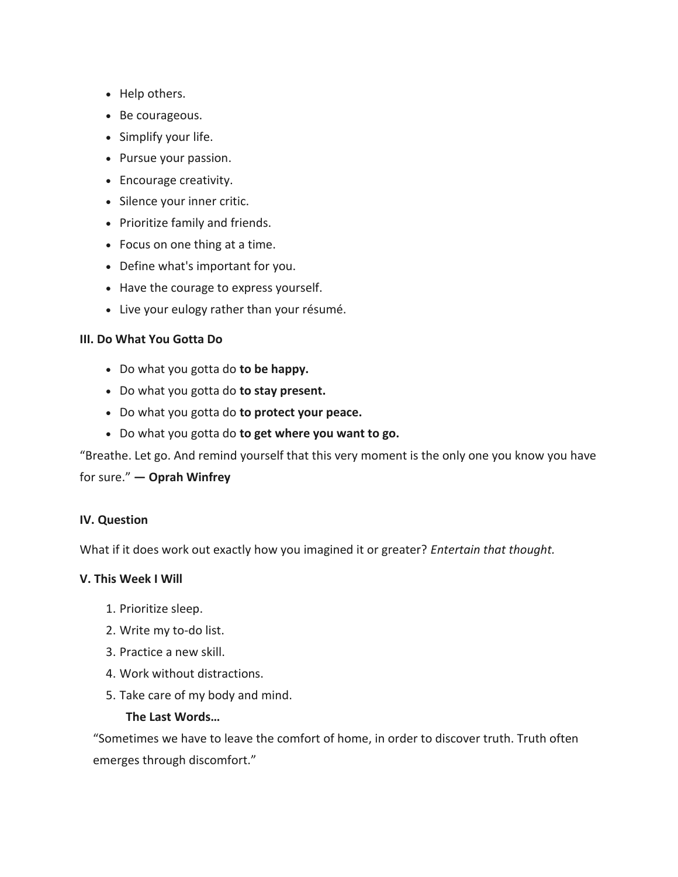- Help others.
- Be courageous.
- Simplify your life.
- Pursue your passion.
- Encourage creativity.
- Silence your inner critic.
- Prioritize family and friends.
- Focus on one thing at a time.
- Define what's important for you.
- Have the courage to express yourself.
- Live your eulogy rather than your résumé.

**III. Do What You Gotta Do**

- Do what you gotta do **to be happy.**
- Do what you gotta do **to stay present.**
- Do what you gotta do **to protect your peace.**
- Do what you gotta do **to get where you want to go.**

"Breathe. Let go. And remind yourself that this very moment is the only one you know you have for sure." **— Oprah Winfrey**

**IV. Question**

What if it does work out exactly how you imagined it or greater? *Entertain that thought.*

**V. This Week I Will**

1. Prioritize sleep.
2. Write my to-do list.
3. Practice a new skill.
4. Work without distractions.
5. Take care of my body and mind.

**The Last Words…**

"Sometimes we have to leave the comfort of home, in order to discover truth. Truth often emerges through discomfort."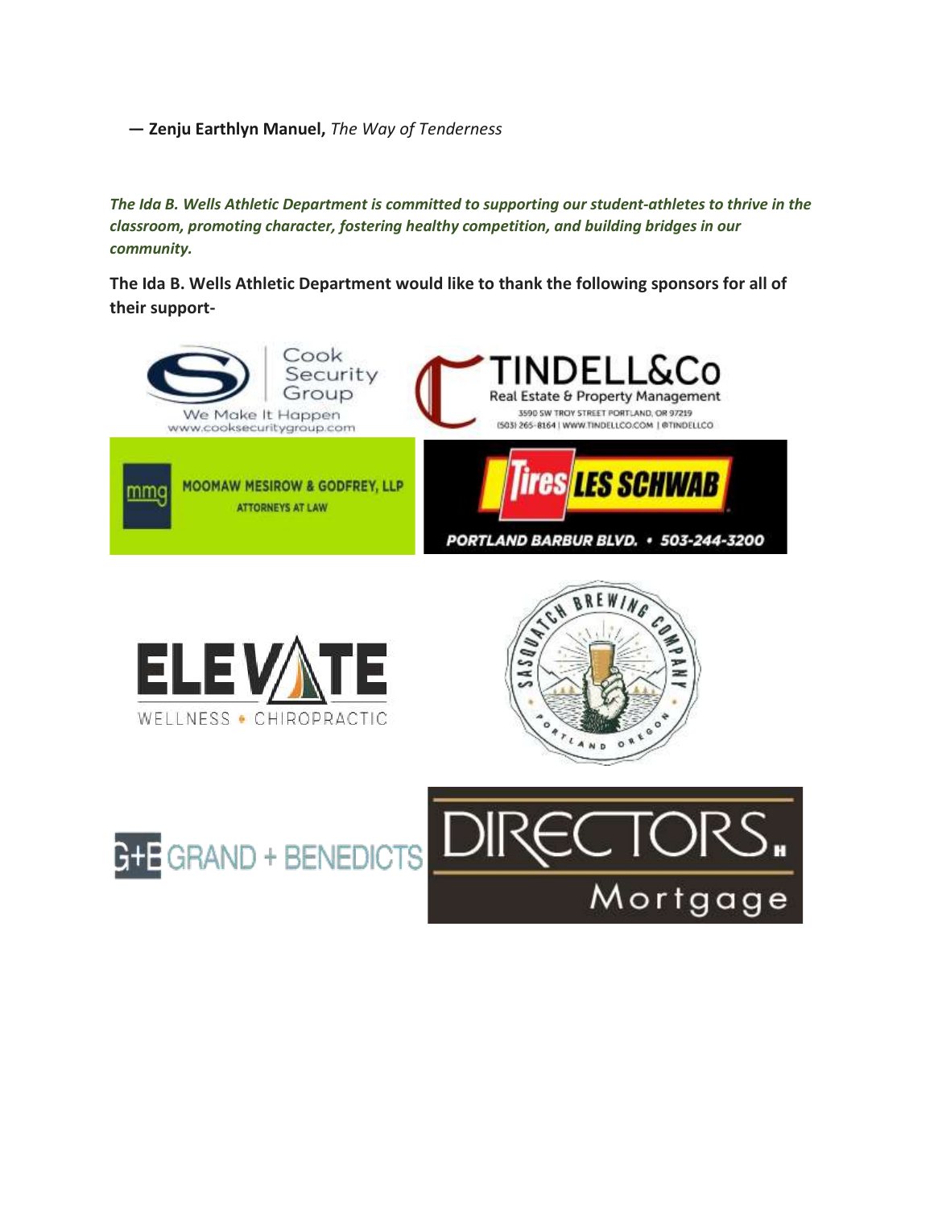**— Zenju Earthlyn Manuel,** *The Way of Tenderness*

***The Ida B. Wells Athletic Department is committed to supporting our student-athletes to thrive in the classroom, promoting character, fostering healthy competition, and building bridges in our community.***

**The Ida B. Wells Athletic Department would like to thank the following sponsors for all of their support-**

Cook Security Group
We Make It Happen
www.cooksecuritygroup.com

TINDELL&Co
Real Estate & Property Management
3590 SW TROY STREET PORTLAND, OR 97219
(503) 265-8164 | WWW.TINDELLCO.COM | @TINDELLCO

mmg MOOMAW MESIROW & GODFREY, LLP
ATTORNEYS AT LAW

Tires LES SCHWAB
PORTLAND BARBUR BLVD. • 503-244-3200

ELEVATE
WELLNESS • CHIROPRACTIC

SASQUATCH BREWING COMPANY
PORTLAND OREGON

G+B GRAND + BENEDICTS

DIRECTORS.
Mortgage